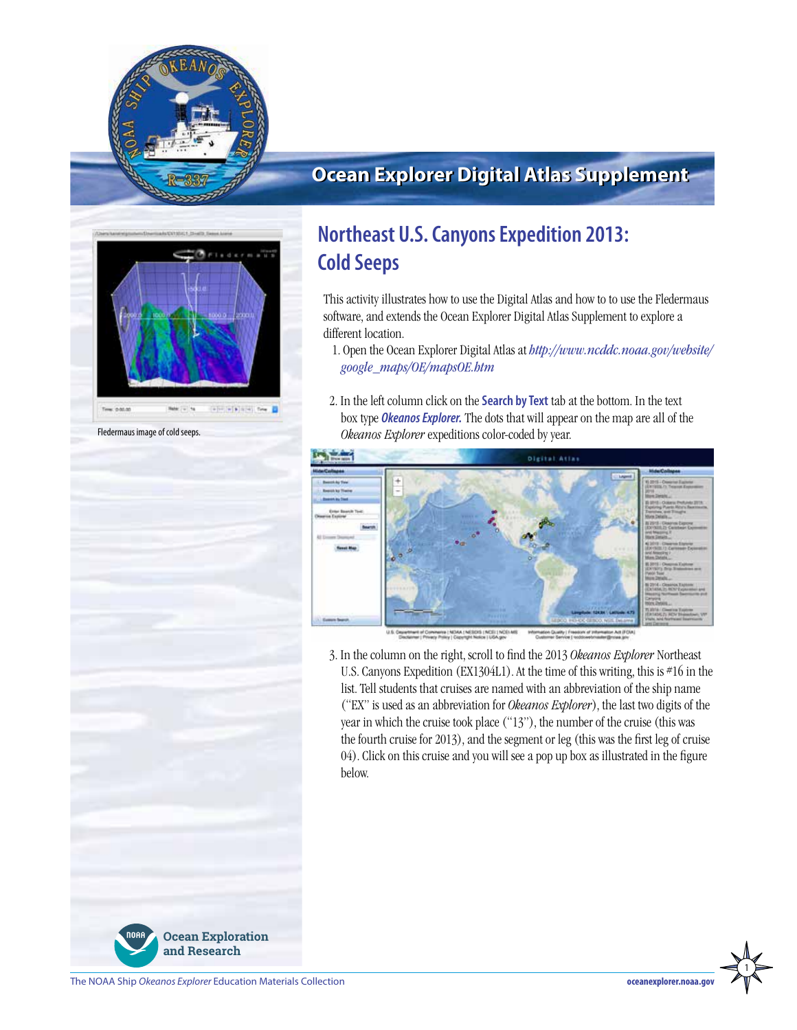# Ocean Explorer Digital Atlas Supplement

## Northeast U.S. Canyons Expedition 2013: Cold Seeps

Fledermaus image of cold seeps.

This activity illustrates how to use the Digital Atlas and how to to use the Fledermaus software, and extends the Ocean Explorer Digital Atlas Supplement to explore a different location.

1. Open the Ocean Explorer Digital Atlas at *http://www.ncddc.noaa.gov/website/google_maps/OE/mapsOE.htm*

2. In the left column click on the **Search by Text** tab at the bottom. In the text box type ***Okeanos Explorer.*** The dots that will appear on the map are all of the *Okeanos Explorer* expeditions color-coded by year.

3. In the column on the right, scroll to find the 2013 *Okeanos Explorer* Northeast U.S. Canyons Expedition (EX1304L1). At the time of this writing, this is #16 in the list. Tell students that cruises are named with an abbreviation of the ship name ("EX" is used as an abbreviation for *Okeanos Explorer*), the last two digits of the year in which the cruise took place ("13"), the number of the cruise (this was the fourth cruise for 2013), and the segment or leg (this was the first leg of cruise 04). Click on this cruise and you will see a pop up box as illustrated in the figure below.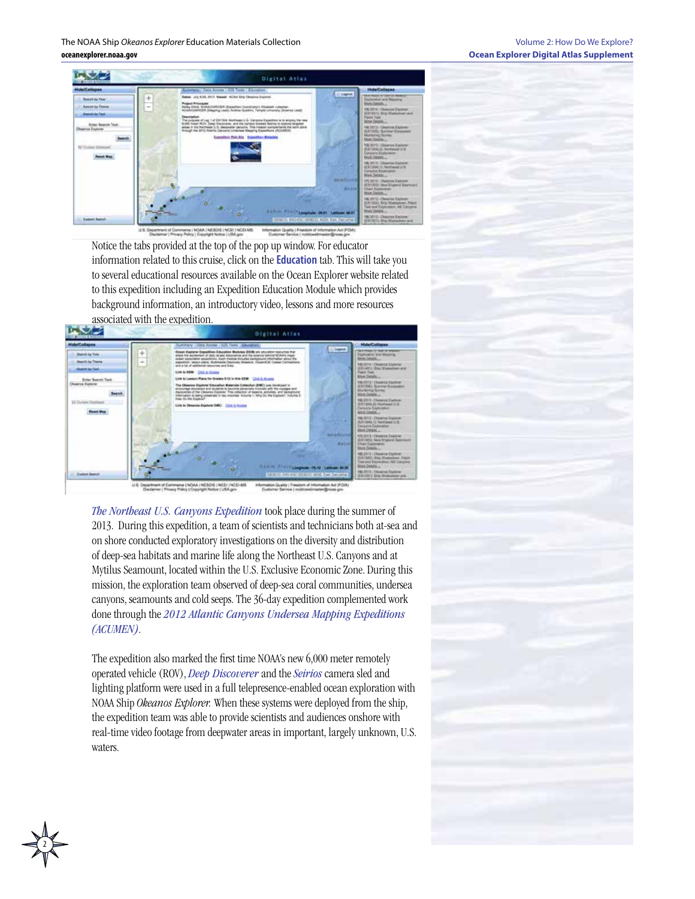Notice the tabs provided at the top of the pop up window. For educator information related to this cruise, click on the **Education** tab. This will take you to several educational resources available on the Ocean Explorer website related to this expedition including an Expedition Education Module which provides background information, an introductory video, lessons and more resources associated with the expedition.

*The Northeast U.S. Canyons Expedition* took place during the summer of 2013. During this expedition, a team of scientists and technicians both at-sea and on shore conducted exploratory investigations on the diversity and distribution of deep-sea habitats and marine life along the Northeast U.S. Canyons and at Mytilus Seamount, located within the U.S. Exclusive Economic Zone. During this mission, the exploration team observed of deep-sea coral communities, undersea canyons, seamounts and cold seeps. The 36-day expedition complemented work done through the *2012 Atlantic Canyons Undersea Mapping Expeditions (ACUMEN)*.

The expedition also marked the first time NOAA's new 6,000 meter remotely operated vehicle (ROV), *Deep Discoverer* and the *Seirios* camera sled and lighting platform were used in a full telepresence-enabled ocean exploration with NOAA Ship *Okeanos Explorer.* When these systems were deployed from the ship, the expedition team was able to provide scientists and audiences onshore with real-time video footage from deepwater areas in important, largely unknown, U.S. waters.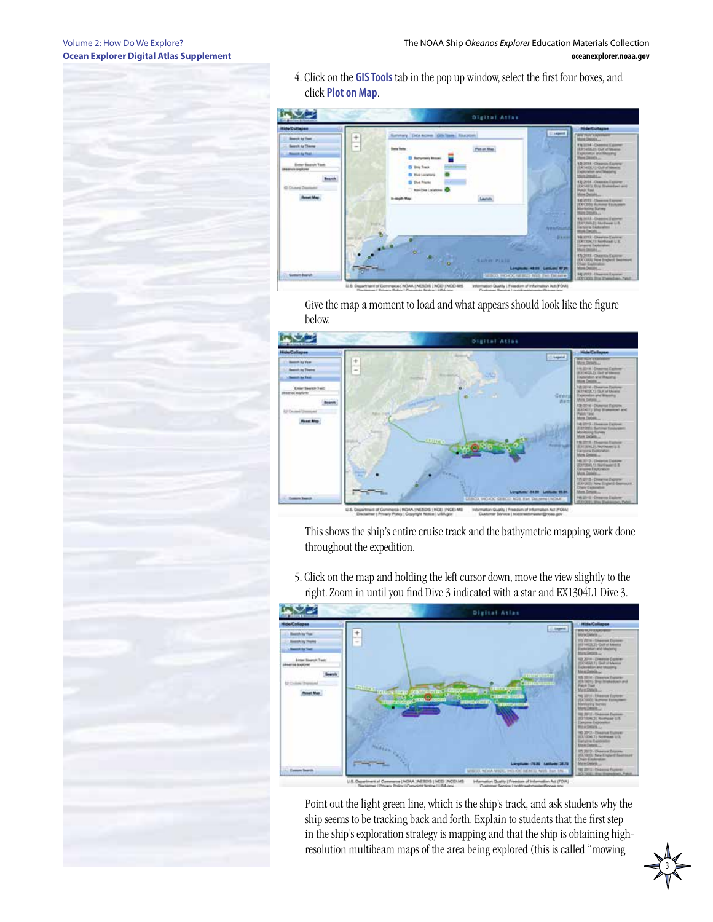4. Click on the **GIS Tools** tab in the pop up window, select the first four boxes, and click **Plot on Map**.

Give the map a moment to load and what appears should look like the figure below.

This shows the ship's entire cruise track and the bathymetric mapping work done throughout the expedition.

5. Click on the map and holding the left cursor down, move the view slightly to the right. Zoom in until you find Dive 3 indicated with a star and EX1304L1 Dive 3.

Point out the light green line, which is the ship's track, and ask students why the ship seems to be tracking back and forth. Explain to students that the first step in the ship's exploration strategy is mapping and that the ship is obtaining high-resolution multibeam maps of the area being explored (this is called "mowing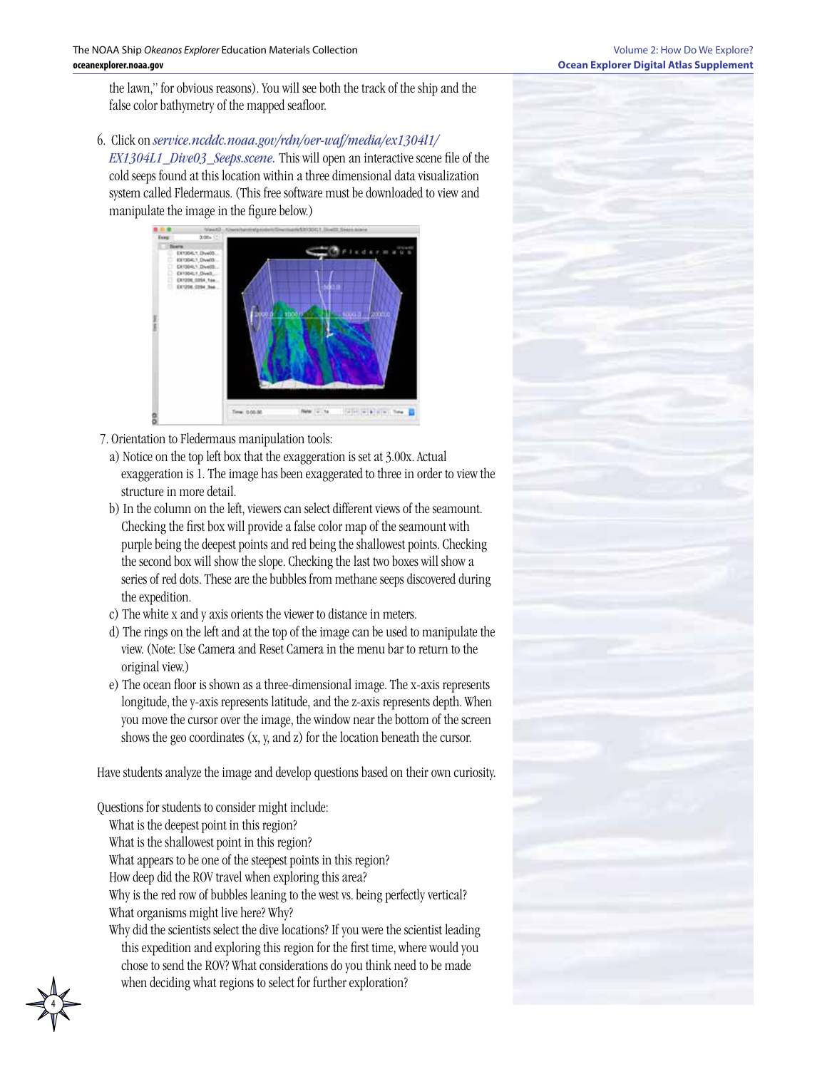the lawn," for obvious reasons). You will see both the track of the ship and the false color bathymetry of the mapped seafloor.

6. Click on *service.ncddc.noaa.gov/rdn/oer-waf/media/ex1304l1/EX1304L1_Dive03_Seeps.scene.* This will open an interactive scene file of the cold seeps found at this location within a three dimensional data visualization system called Fledermaus. (This free software must be downloaded to view and manipulate the image in the figure below.)

7. Orientation to Fledermaus manipulation tools:
   a) Notice on the top left box that the exaggeration is set at 3.00x. Actual exaggeration is 1. The image has been exaggerated to three in order to view the structure in more detail.
   b) In the column on the left, viewers can select different views of the seamount. Checking the first box will provide a false color map of the seamount with purple being the deepest points and red being the shallowest points. Checking the second box will show the slope. Checking the last two boxes will show a series of red dots. These are the bubbles from methane seeps discovered during the expedition.
   c) The white x and y axis orients the viewer to distance in meters.
   d) The rings on the left and at the top of the image can be used to manipulate the view. (Note: Use Camera and Reset Camera in the menu bar to return to the original view.)
   e) The ocean floor is shown as a three-dimensional image. The x-axis represents longitude, the y-axis represents latitude, and the z-axis represents depth. When you move the cursor over the image, the window near the bottom of the screen shows the geo coordinates (x, y, and z) for the location beneath the cursor.

Have students analyze the image and develop questions based on their own curiosity.

Questions for students to consider might include:
- What is the deepest point in this region?
- What is the shallowest point in this region?
- What appears to be one of the steepest points in this region?
- How deep did the ROV travel when exploring this area?
- Why is the red row of bubbles leaning to the west vs. being perfectly vertical?
- What organisms might live here? Why?
- Why did the scientists select the dive locations? If you were the scientist leading this expedition and exploring this region for the first time, where would you chose to send the ROV? What considerations do you think need to be made when deciding what regions to select for further exploration?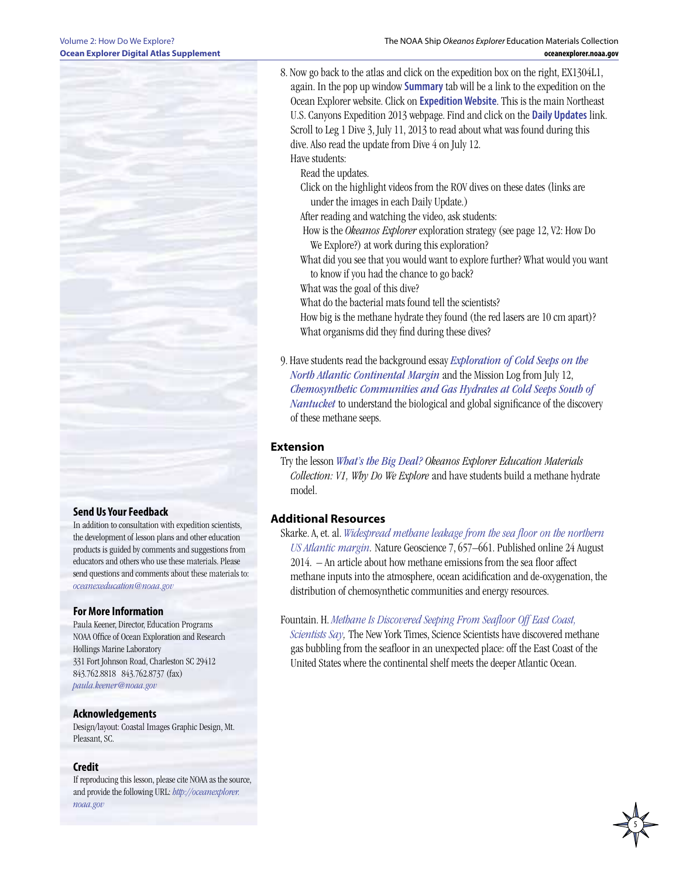8. Now go back to the atlas and click on the expedition box on the right, EX1304L1, again. In the pop up window **Summary** tab will be a link to the expedition on the Ocean Explorer website. Click on **Expedition Website**. This is the main Northeast U.S. Canyons Expedition 2013 webpage. Find and click on the **Daily Updates** link. Scroll to Leg 1 Dive 3, July 11, 2013 to read about what was found during this dive. Also read the update from Dive 4 on July 12.

   Have students:

   Read the updates.

   Click on the highlight videos from the ROV dives on these dates (links are under the images in each Daily Update.)

   After reading and watching the video, ask students:

   How is the *Okeanos Explorer* exploration strategy (see page 12, V2: How Do We Explore?) at work during this exploration?

   What did you see that you would want to explore further? What would you want to know if you had the chance to go back?

   What was the goal of this dive?

   What do the bacterial mats found tell the scientists?

   How big is the methane hydrate they found (the red lasers are 10 cm apart)?

   What organisms did they find during these dives?

9. Have students read the background essay *Exploration of Cold Seeps on the North Atlantic Continental Margin* and the Mission Log from July 12, *Chemosynthetic Communities and Gas Hydrates at Cold Seeps South of Nantucket* to understand the biological and global significance of the discovery of these methane seeps.

## Extension

Try the lesson *What's the Big Deal? Okeanos Explorer Education Materials Collection: V1, Why Do We Explore* and have students build a methane hydrate model.

## Additional Resources

Skarke. A, et. al. *Widespread methane leakage from the sea floor on the northern US Atlantic margin*. Nature Geoscience 7, 657–661. Published online 24 August 2014. – An article about how methane emissions from the sea floor affect methane inputs into the atmosphere, ocean acidification and de-oxygenation, the distribution of chemosynthetic communities and energy resources.

Fountain. H. *Methane Is Discovered Seeping From Seafloor Off East Coast, Scientists Say,* The New York Times, Science Scientists have discovered methane gas bubbling from the seafloor in an unexpected place: off the East Coast of the United States where the continental shelf meets the deeper Atlantic Ocean.

### Send Us Your Feedback

In addition to consultation with expedition scientists, the development of lesson plans and other education products is guided by comments and suggestions from educators and others who use these materials. Please send questions and comments about these materials to: *oceanexeducation@noaa.gov*

### For More Information

Paula Keener, Director, Education Programs
NOAA Office of Ocean Exploration and Research
Hollings Marine Laboratory
331 Fort Johnson Road, Charleston SC 29412
843.762.8818 843.762.8737 (fax)
*paula.keener@noaa.gov*

### Acknowledgements

Design/layout: Coastal Images Graphic Design, Mt. Pleasant, SC.

### Credit

If reproducing this lesson, please cite NOAA as the source, and provide the following URL: *http://oceanexplorer.noaa.gov*